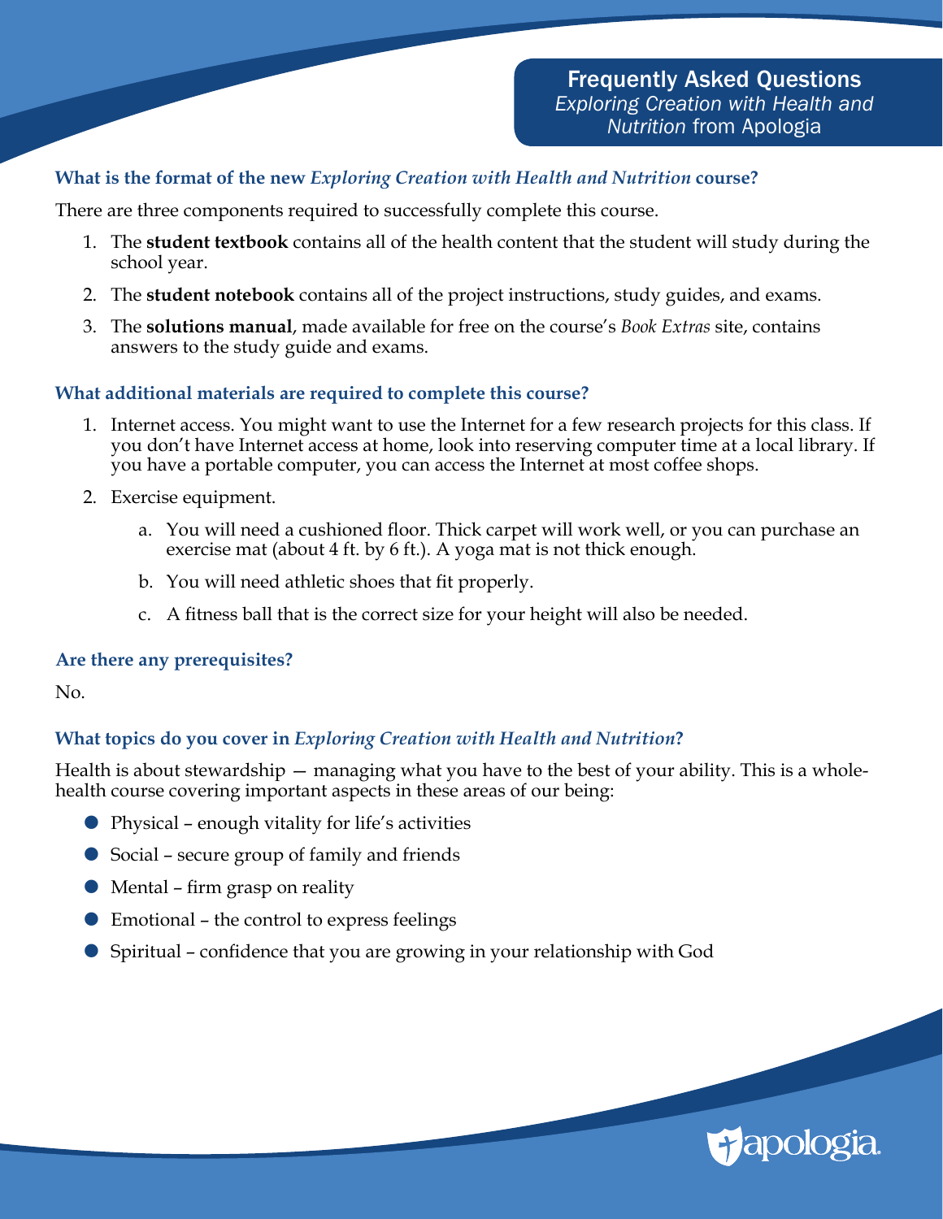# Frequently Asked Questions

*Exploring Creation with Health and Nutrition* from Apologia

### What is the format of the new *Exploring Creation with Health and Nutrition* course?

There are three components required to successfully complete this course.

1. The **student textbook** contains all of the health content that the student will study during the school year.
2. The **student notebook** contains all of the project instructions, study guides, and exams.
3. The **solutions manual**, made available for free on the course's *Book Extras* site, contains answers to the study guide and exams.

### What additional materials are required to complete this course?

1. Internet access. You might want to use the Internet for a few research projects for this class. If you don't have Internet access at home, look into reserving computer time at a local library. If you have a portable computer, you can access the Internet at most coffee shops.
2. Exercise equipment.
   a. You will need a cushioned floor. Thick carpet will work well, or you can purchase an exercise mat (about 4 ft. by 6 ft.). A yoga mat is not thick enough.
   b. You will need athletic shoes that fit properly.
   c. A fitness ball that is the correct size for your height will also be needed.

### Are there any prerequisites?

No.

### What topics do you cover in *Exploring Creation with Health and Nutrition*?

Health is about stewardship — managing what you have to the best of your ability. This is a whole-health course covering important aspects in these areas of our being:

- Physical – enough vitality for life's activities
- Social – secure group of family and friends
- Mental – firm grasp on reality
- Emotional – the control to express feelings
- Spiritual – confidence that you are growing in your relationship with God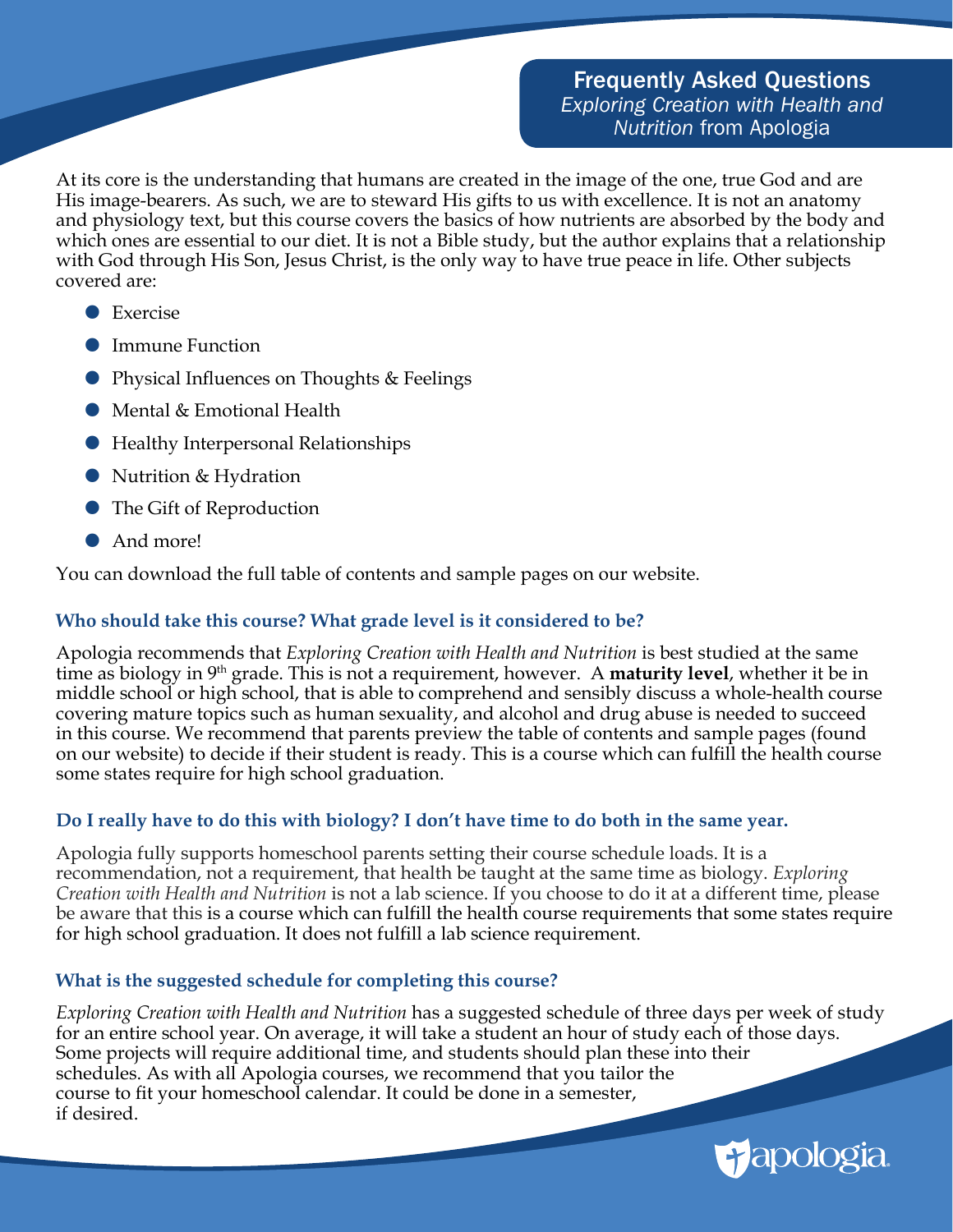At its core is the understanding that humans are created in the image of the one, true God and are His image-bearers. As such, we are to steward His gifts to us with excellence. It is not an anatomy and physiology text, but this course covers the basics of how nutrients are absorbed by the body and which ones are essential to our diet. It is not a Bible study, but the author explains that a relationship with God through His Son, Jesus Christ, is the only way to have true peace in life. Other subjects covered are:

- Exercise
- Immune Function
- Physical Influences on Thoughts & Feelings
- Mental & Emotional Health
- Healthy Interpersonal Relationships
- Nutrition & Hydration
- The Gift of Reproduction
- And more!

You can download the full table of contents and sample pages on our website.

### Who should take this course? What grade level is it considered to be?

Apologia recommends that *Exploring Creation with Health and Nutrition* is best studied at the same time as biology in 9th grade. This is not a requirement, however. A **maturity level**, whether it be in middle school or high school, that is able to comprehend and sensibly discuss a whole-health course covering mature topics such as human sexuality, and alcohol and drug abuse is needed to succeed in this course. We recommend that parents preview the table of contents and sample pages (found on our website) to decide if their student is ready. This is a course which can fulfill the health course some states require for high school graduation.

### Do I really have to do this with biology? I don't have time to do both in the same year.

Apologia fully supports homeschool parents setting their course schedule loads. It is a recommendation, not a requirement, that health be taught at the same time as biology. *Exploring Creation with Health and Nutrition* is not a lab science. If you choose to do it at a different time, please be aware that this is a course which can fulfill the health course requirements that some states require for high school graduation. It does not fulfill a lab science requirement.

### What is the suggested schedule for completing this course?

*Exploring Creation with Health and Nutrition* has a suggested schedule of three days per week of study for an entire school year. On average, it will take a student an hour of study each of those days. Some projects will require additional time, and students should plan these into their schedules. As with all Apologia courses, we recommend that you tailor the course to fit your homeschool calendar. It could be done in a semester, if desired.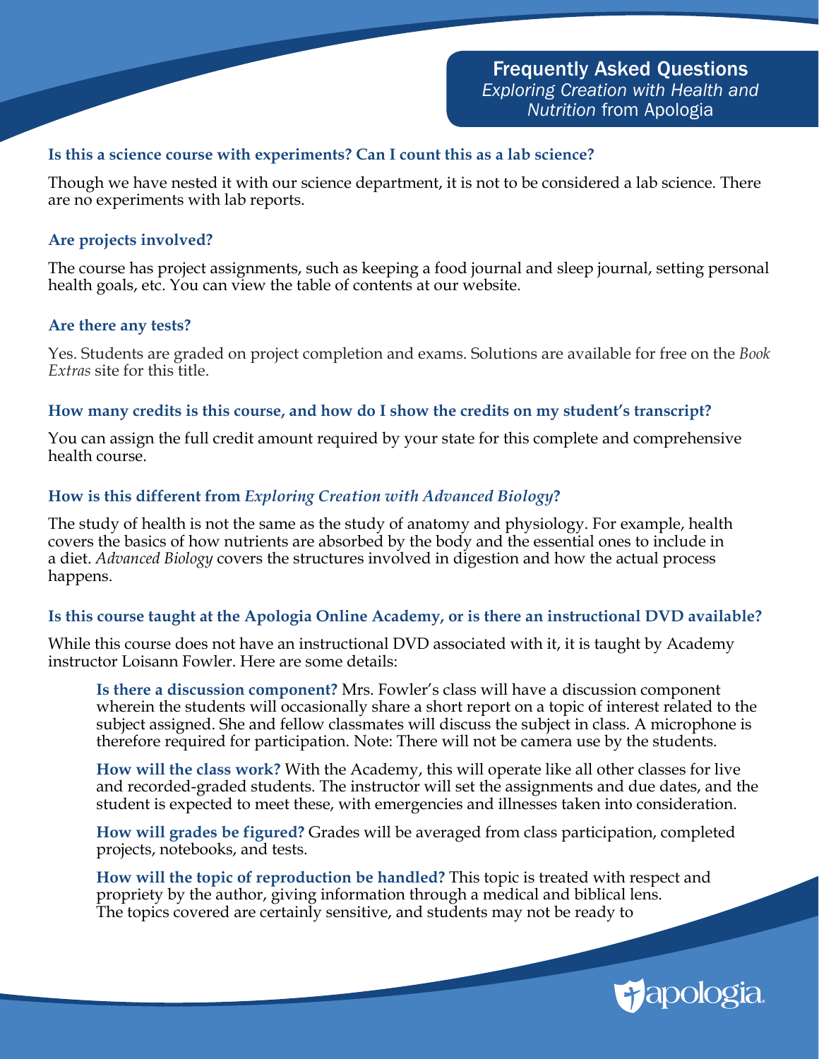## Frequently Asked Questions

*Exploring Creation with Health and Nutrition* from Apologia

### Is this a science course with experiments? Can I count this as a lab science?

Though we have nested it with our science department, it is not to be considered a lab science. There are no experiments with lab reports.

### Are projects involved?

The course has project assignments, such as keeping a food journal and sleep journal, setting personal health goals, etc. You can view the table of contents at our website.

### Are there any tests?

Yes. Students are graded on project completion and exams. Solutions are available for free on the *Book Extras* site for this title.

### How many credits is this course, and how do I show the credits on my student's transcript?

You can assign the full credit amount required by your state for this complete and comprehensive health course.

### How is this different from *Exploring Creation with Advanced Biology*?

The study of health is not the same as the study of anatomy and physiology. For example, health covers the basics of how nutrients are absorbed by the body and the essential ones to include in a diet. *Advanced Biology* covers the structures involved in digestion and how the actual process happens.

### Is this course taught at the Apologia Online Academy, or is there an instructional DVD available?

While this course does not have an instructional DVD associated with it, it is taught by Academy instructor Loisann Fowler. Here are some details:

**Is there a discussion component?** Mrs. Fowler's class will have a discussion component wherein the students will occasionally share a short report on a topic of interest related to the subject assigned. She and fellow classmates will discuss the subject in class. A microphone is therefore required for participation. Note: There will not be camera use by the students.

**How will the class work?** With the Academy, this will operate like all other classes for live and recorded-graded students. The instructor will set the assignments and due dates, and the student is expected to meet these, with emergencies and illnesses taken into consideration.

**How will grades be figured?** Grades will be averaged from class participation, completed projects, notebooks, and tests.

**How will the topic of reproduction be handled?** This topic is treated with respect and propriety by the author, giving information through a medical and biblical lens. The topics covered are certainly sensitive, and students may not be ready to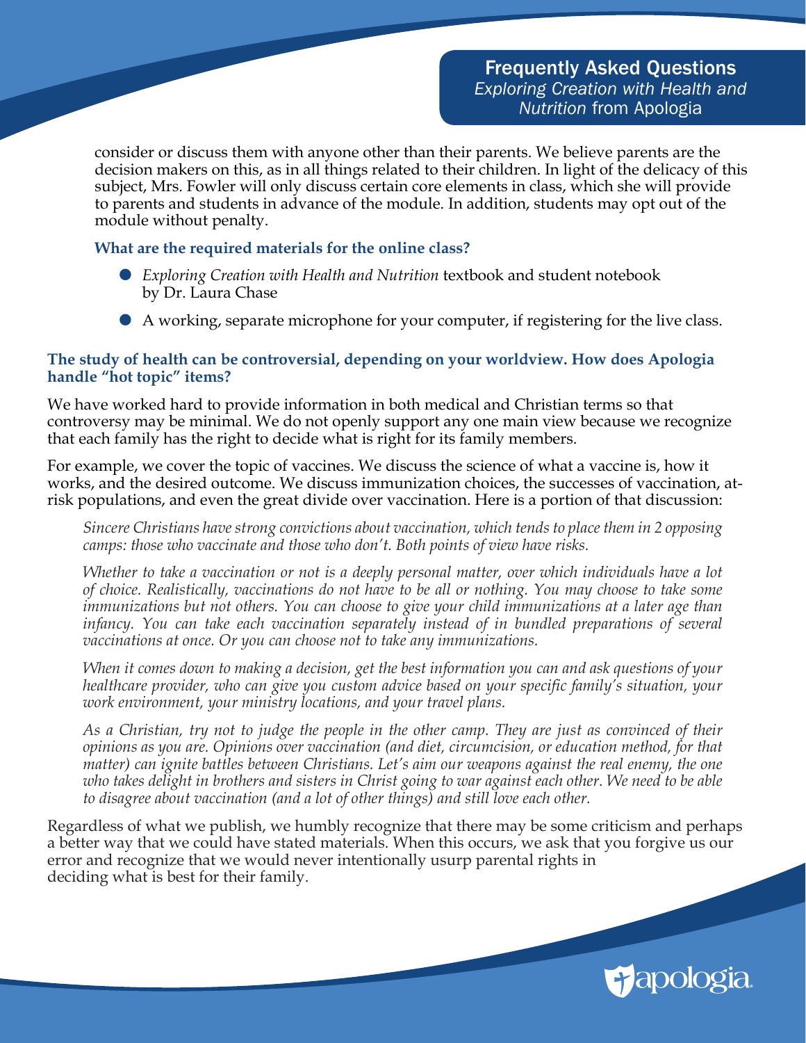consider or discuss them with anyone other than their parents. We believe parents are the decision makers on this, as in all things related to their children. In light of the delicacy of this subject, Mrs. Fowler will only discuss certain core elements in class, which she will provide to parents and students in advance of the module. In addition, students may opt out of the module without penalty.

**What are the required materials for the online class?**

- *Exploring Creation with Health and Nutrition* textbook and student notebook by Dr. Laura Chase
- A working, separate microphone for your computer, if registering for the live class.

**The study of health can be controversial, depending on your worldview. How does Apologia handle "hot topic" items?**

We have worked hard to provide information in both medical and Christian terms so that controversy may be minimal. We do not openly support any one main view because we recognize that each family has the right to decide what is right for its family members.

For example, we cover the topic of vaccines. We discuss the science of what a vaccine is, how it works, and the desired outcome. We discuss immunization choices, the successes of vaccination, at-risk populations, and even the great divide over vaccination. Here is a portion of that discussion:

> *Sincere Christians have strong convictions about vaccination, which tends to place them in 2 opposing camps: those who vaccinate and those who don't. Both points of view have risks.*
>
> *Whether to take a vaccination or not is a deeply personal matter, over which individuals have a lot of choice. Realistically, vaccinations do not have to be all or nothing. You may choose to take some immunizations but not others. You can choose to give your child immunizations at a later age than infancy. You can take each vaccination separately instead of in bundled preparations of several vaccinations at once. Or you can choose not to take any immunizations.*
>
> *When it comes down to making a decision, get the best information you can and ask questions of your healthcare provider, who can give you custom advice based on your specific family's situation, your work environment, your ministry locations, and your travel plans.*
>
> *As a Christian, try not to judge the people in the other camp. They are just as convinced of their opinions as you are. Opinions over vaccination (and diet, circumcision, or education method, for that matter) can ignite battles between Christians. Let's aim our weapons against the real enemy, the one who takes delight in brothers and sisters in Christ going to war against each other. We need to be able to disagree about vaccination (and a lot of other things) and still love each other.*

Regardless of what we publish, we humbly recognize that there may be some criticism and perhaps a better way that we could have stated materials. When this occurs, we ask that you forgive us our error and recognize that we would never intentionally usurp parental rights in deciding what is best for their family.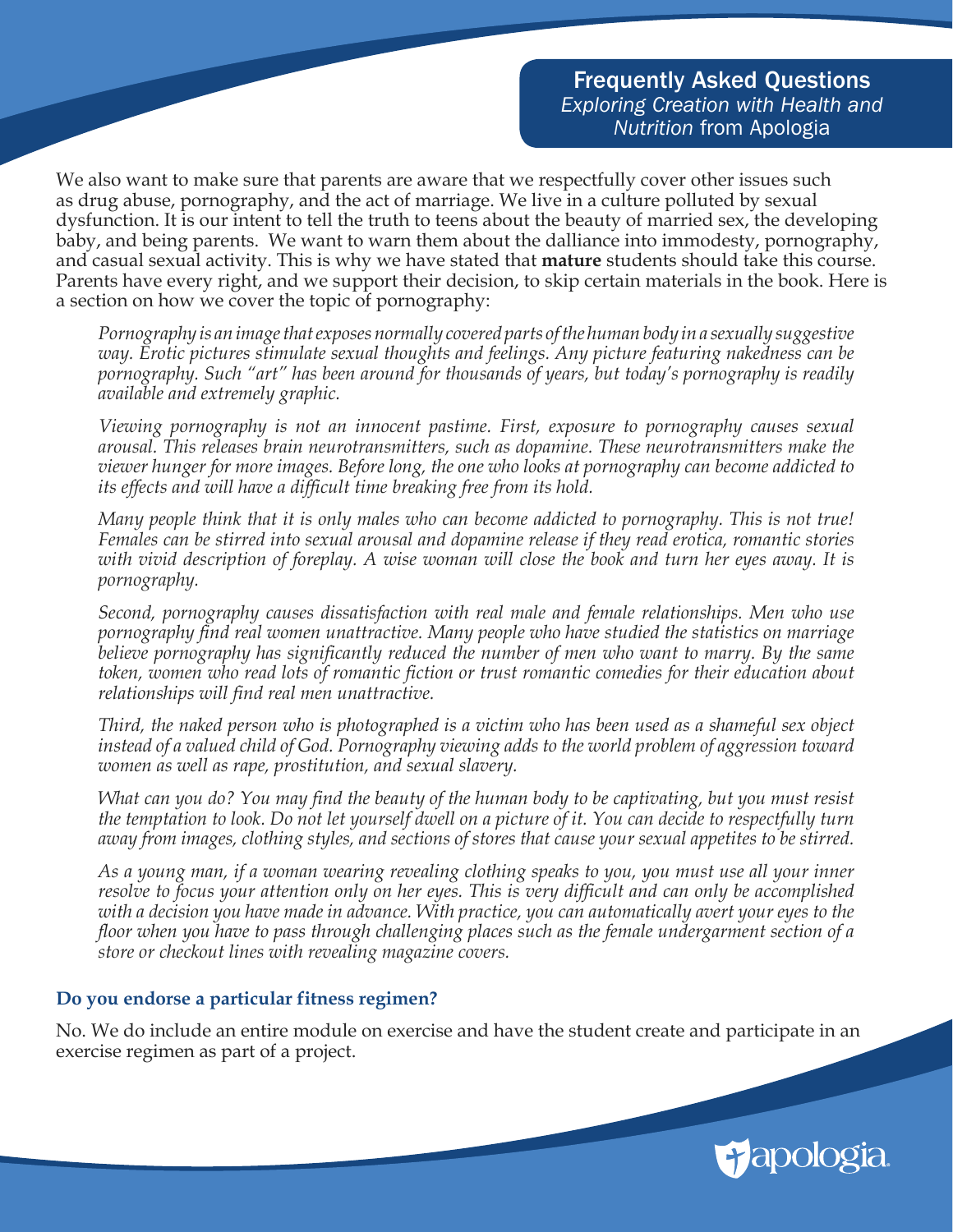We also want to make sure that parents are aware that we respectfully cover other issues such as drug abuse, pornography, and the act of marriage. We live in a culture polluted by sexual dysfunction. It is our intent to tell the truth to teens about the beauty of married sex, the developing baby, and being parents. We want to warn them about the dalliance into immodesty, pornography, and casual sexual activity. This is why we have stated that **mature** students should take this course. Parents have every right, and we support their decision, to skip certain materials in the book. Here is a section on how we cover the topic of pornography:

> *Pornography is an image that exposes normally covered parts of the human body in a sexually suggestive way. Erotic pictures stimulate sexual thoughts and feelings. Any picture featuring nakedness can be pornography. Such "art" has been around for thousands of years, but today's pornography is readily available and extremely graphic.*
>
> *Viewing pornography is not an innocent pastime. First, exposure to pornography causes sexual arousal. This releases brain neurotransmitters, such as dopamine. These neurotransmitters make the viewer hunger for more images. Before long, the one who looks at pornography can become addicted to its effects and will have a difficult time breaking free from its hold.*
>
> *Many people think that it is only males who can become addicted to pornography. This is not true! Females can be stirred into sexual arousal and dopamine release if they read erotica, romantic stories with vivid description of foreplay. A wise woman will close the book and turn her eyes away. It is pornography.*
>
> *Second, pornography causes dissatisfaction with real male and female relationships. Men who use pornography find real women unattractive. Many people who have studied the statistics on marriage believe pornography has significantly reduced the number of men who want to marry. By the same token, women who read lots of romantic fiction or trust romantic comedies for their education about relationships will find real men unattractive.*
>
> *Third, the naked person who is photographed is a victim who has been used as a shameful sex object instead of a valued child of God. Pornography viewing adds to the world problem of aggression toward women as well as rape, prostitution, and sexual slavery.*
>
> *What can you do? You may find the beauty of the human body to be captivating, but you must resist the temptation to look. Do not let yourself dwell on a picture of it. You can decide to respectfully turn away from images, clothing styles, and sections of stores that cause your sexual appetites to be stirred.*
>
> *As a young man, if a woman wearing revealing clothing speaks to you, you must use all your inner resolve to focus your attention only on her eyes. This is very difficult and can only be accomplished with a decision you have made in advance. With practice, you can automatically avert your eyes to the floor when you have to pass through challenging places such as the female undergarment section of a store or checkout lines with revealing magazine covers.*

### Do you endorse a particular fitness regimen?

No. We do include an entire module on exercise and have the student create and participate in an exercise regimen as part of a project.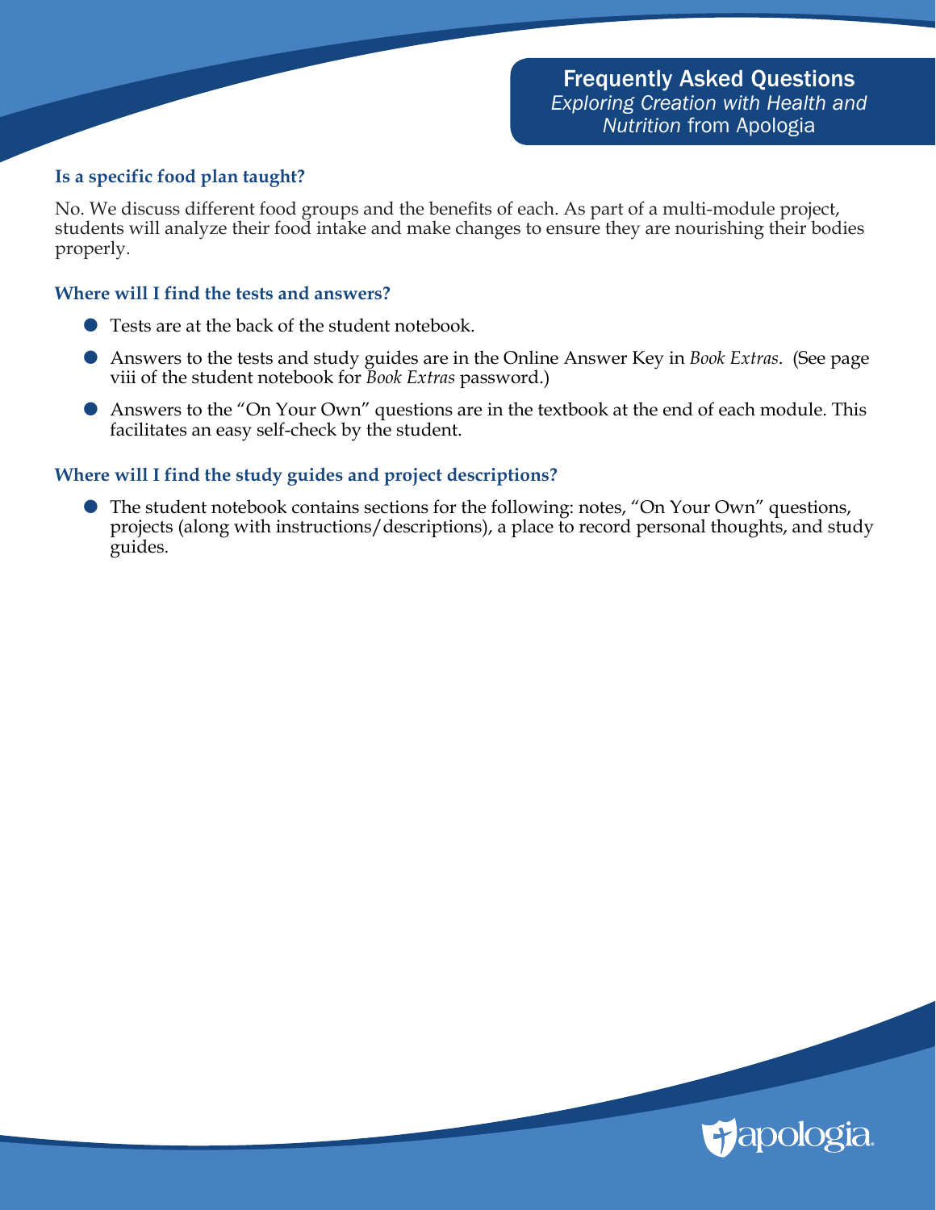## Frequently Asked Questions
*Exploring Creation with Health and Nutrition* from Apologia

### Is a specific food plan taught?

No. We discuss different food groups and the benefits of each. As part of a multi-module project, students will analyze their food intake and make changes to ensure they are nourishing their bodies properly.

### Where will I find the tests and answers?

- Tests are at the back of the student notebook.
- Answers to the tests and study guides are in the Online Answer Key in *Book Extras*. (See page viii of the student notebook for *Book Extras* password.)
- Answers to the "On Your Own" questions are in the textbook at the end of each module. This facilitates an easy self-check by the student.

### Where will I find the study guides and project descriptions?

- The student notebook contains sections for the following: notes, "On Your Own" questions, projects (along with instructions/descriptions), a place to record personal thoughts, and study guides.